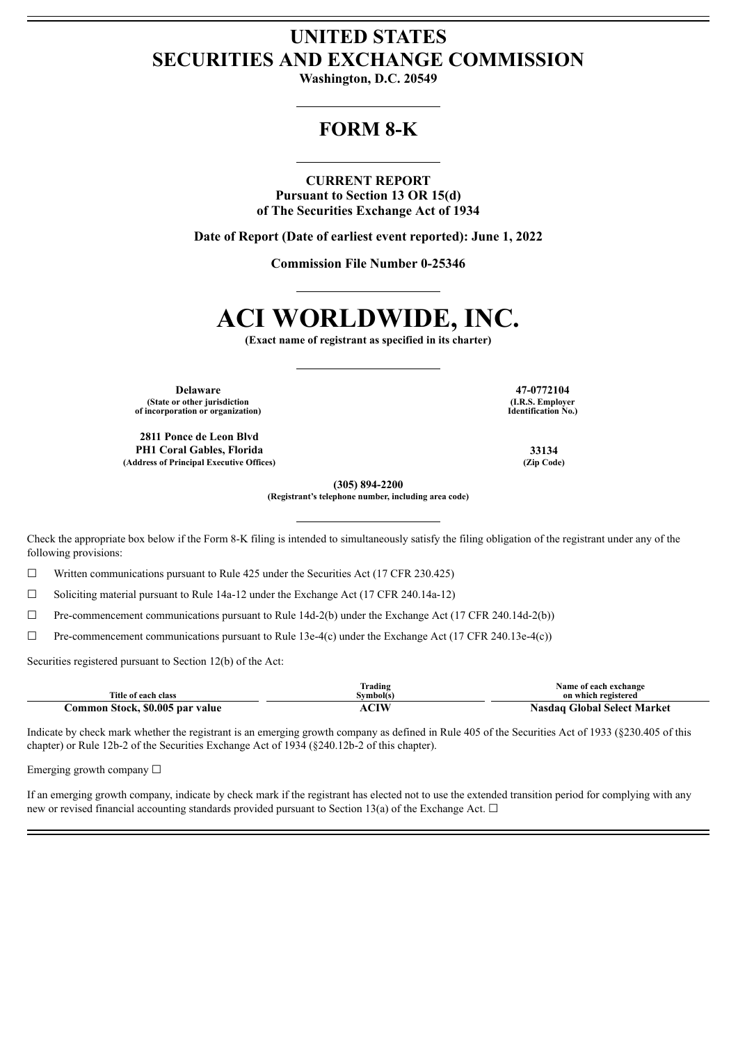# UNITED STATES
# SECURITIES AND EXCHANGE COMMISSION

**Washington, D.C. 20549**

## FORM 8-K

**CURRENT REPORT**
**Pursuant to Section 13 OR 15(d)**
**of The Securities Exchange Act of 1934**

**Date of Report (Date of earliest event reported): June 1, 2022**

**Commission File Number 0-25346**

# ACI WORLDWIDE, INC.

**(Exact name of registrant as specified in its charter)**

| | |
|---|---|
| **Delaware**<br>(State or other jurisdiction of incorporation or organization) | **47-0772104**<br>(I.R.S. Employer Identification No.) |
| **2811 Ponce de Leon Blvd**<br>**PH1 Coral Gables, Florida**<br>(Address of Principal Executive Offices) | **33134**<br>(Zip Code) |

**(305) 894-2200**
**(Registrant's telephone number, including area code)**

Check the appropriate box below if the Form 8-K filing is intended to simultaneously satisfy the filing obligation of the registrant under any of the following provisions:

☐ Written communications pursuant to Rule 425 under the Securities Act (17 CFR 230.425)

☐ Soliciting material pursuant to Rule 14a-12 under the Exchange Act (17 CFR 240.14a-12)

☐ Pre-commencement communications pursuant to Rule 14d-2(b) under the Exchange Act (17 CFR 240.14d-2(b))

☐ Pre-commencement communications pursuant to Rule 13e-4(c) under the Exchange Act (17 CFR 240.13e-4(c))

Securities registered pursuant to Section 12(b) of the Act:

| Title of each class | Trading Symbol(s) | Name of each exchange on which registered |
|---|---|---|
| **Common Stock, $0.005 par value** | **ACIW** | **Nasdaq Global Select Market** |

Indicate by check mark whether the registrant is an emerging growth company as defined in Rule 405 of the Securities Act of 1933 (§230.405 of this chapter) or Rule 12b-2 of the Securities Exchange Act of 1934 (§240.12b-2 of this chapter).

Emerging growth company ☐

If an emerging growth company, indicate by check mark if the registrant has elected not to use the extended transition period for complying with any new or revised financial accounting standards provided pursuant to Section 13(a) of the Exchange Act. ☐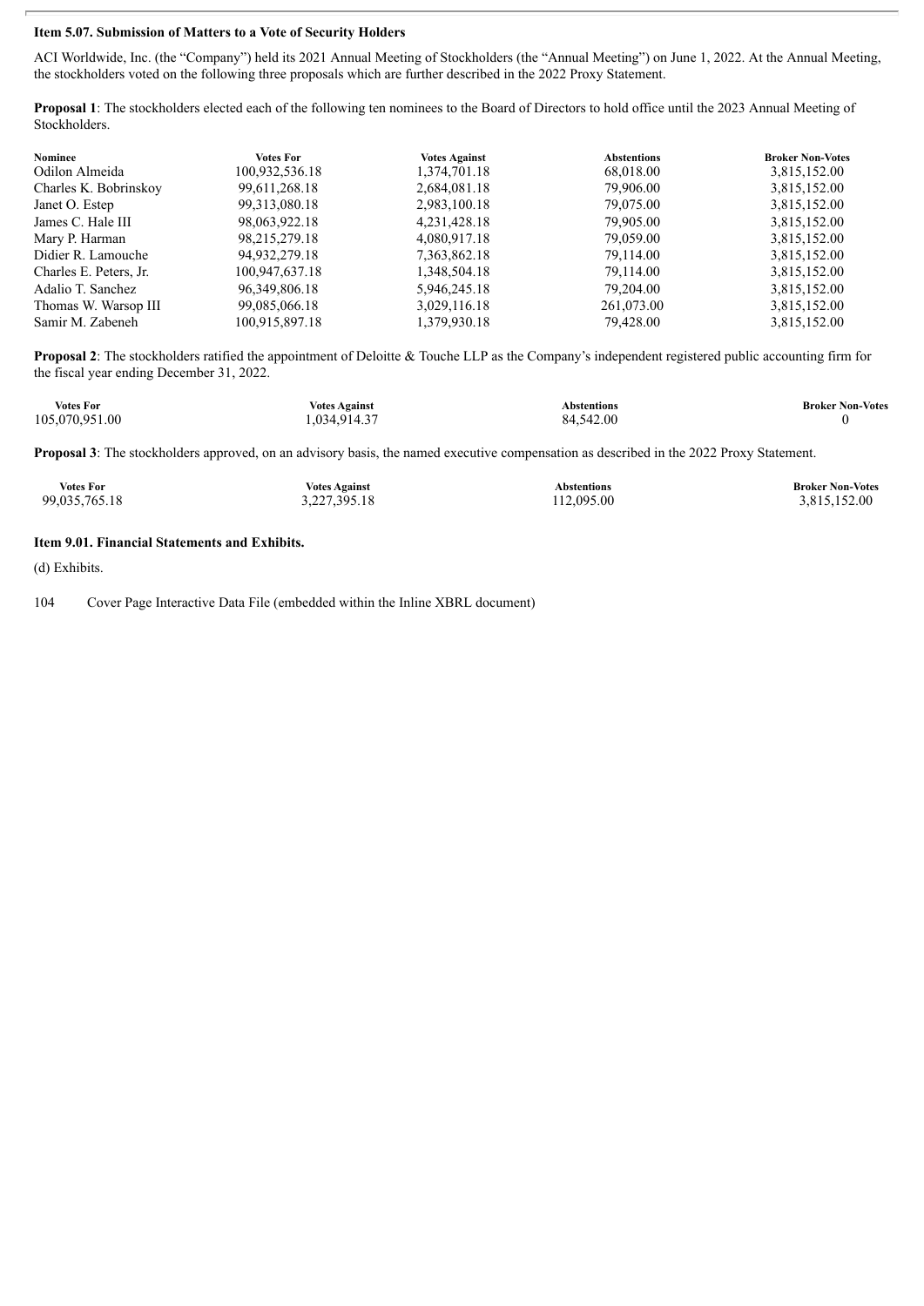**Item 5.07. Submission of Matters to a Vote of Security Holders**

ACI Worldwide, Inc. (the "Company") held its 2021 Annual Meeting of Stockholders (the "Annual Meeting") on June 1, 2022. At the Annual Meeting, the stockholders voted on the following three proposals which are further described in the 2022 Proxy Statement.

**Proposal 1**: The stockholders elected each of the following ten nominees to the Board of Directors to hold office until the 2023 Annual Meeting of Stockholders.

| Nominee | Votes For | Votes Against | Abstentions | Broker Non-Votes |
|---|---|---|---|---|
| Odilon Almeida | 100,932,536.18 | 1,374,701.18 | 68,018.00 | 3,815,152.00 |
| Charles K. Bobrinskoy | 99,611,268.18 | 2,684,081.18 | 79,906.00 | 3,815,152.00 |
| Janet O. Estep | 99,313,080.18 | 2,983,100.18 | 79,075.00 | 3,815,152.00 |
| James C. Hale III | 98,063,922.18 | 4,231,428.18 | 79,905.00 | 3,815,152.00 |
| Mary P. Harman | 98,215,279.18 | 4,080,917.18 | 79,059.00 | 3,815,152.00 |
| Didier R. Lamouche | 94,932,279.18 | 7,363,862.18 | 79,114.00 | 3,815,152.00 |
| Charles E. Peters, Jr. | 100,947,637.18 | 1,348,504.18 | 79,114.00 | 3,815,152.00 |
| Adalio T. Sanchez | 96,349,806.18 | 5,946,245.18 | 79,204.00 | 3,815,152.00 |
| Thomas W. Warsop III | 99,085,066.18 | 3,029,116.18 | 261,073.00 | 3,815,152.00 |
| Samir M. Zabeneh | 100,915,897.18 | 1,379,930.18 | 79,428.00 | 3,815,152.00 |

**Proposal 2**: The stockholders ratified the appointment of Deloitte & Touche LLP as the Company's independent registered public accounting firm for the fiscal year ending December 31, 2022.

| Votes For | Votes Against | Abstentions | Broker Non-Votes |
|---|---|---|---|
| 105,070,951.00 | 1,034,914.37 | 84,542.00 | 0 |

**Proposal 3**: The stockholders approved, on an advisory basis, the named executive compensation as described in the 2022 Proxy Statement.

| Votes For | Votes Against | Abstentions | Broker Non-Votes |
|---|---|---|---|
| 99,035,765.18 | 3,227,395.18 | 112,095.00 | 3,815,152.00 |

**Item 9.01. Financial Statements and Exhibits.**

(d) Exhibits.

104 Cover Page Interactive Data File (embedded within the Inline XBRL document)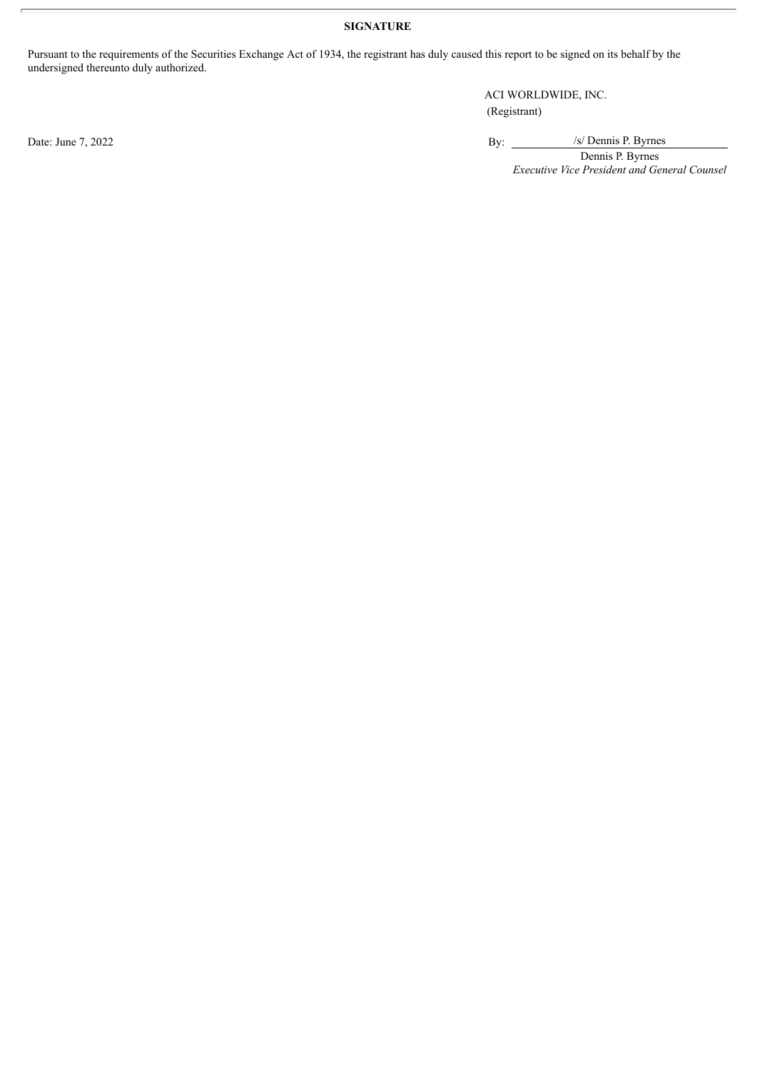**SIGNATURE**

Pursuant to the requirements of the Securities Exchange Act of 1934, the registrant has duly caused this report to be signed on its behalf by the undersigned thereunto duly authorized.

ACI WORLDWIDE, INC.
(Registrant)

Date: June 7, 2022

By: /s/ Dennis P. Byrnes
Dennis P. Byrnes
*Executive Vice President and General Counsel*